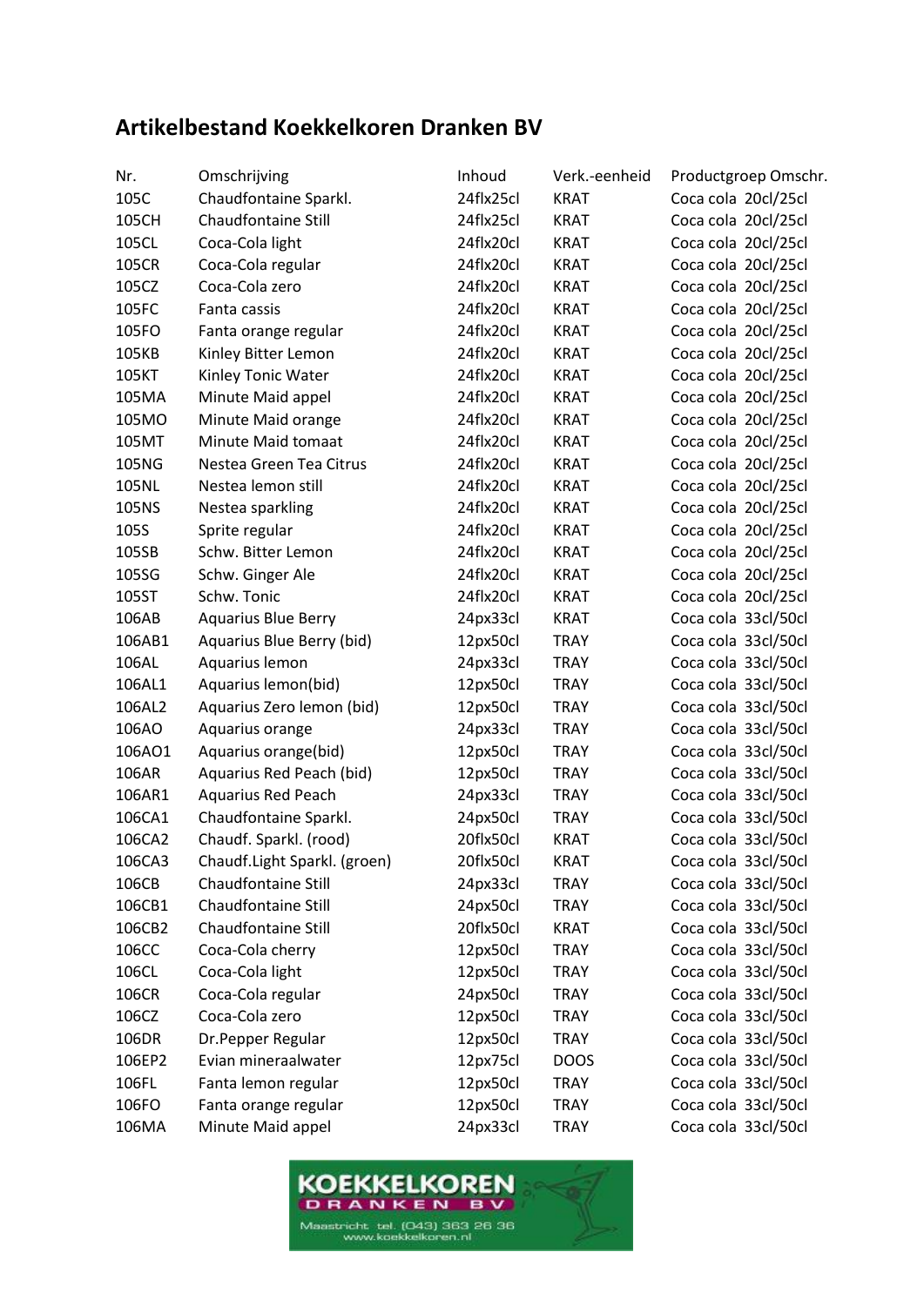# Artikelbestand Koekkelkoren Dranken BV

| Nr. | Omschrijving | Inhoud | Verk.-eenheid | Productgroep Omschr. |
|---|---|---|---|---|
| 105C | Chaudfontaine Sparkl. | 24flx25cl | KRAT | Coca cola 20cl/25cl |
| 105CH | Chaudfontaine Still | 24flx25cl | KRAT | Coca cola 20cl/25cl |
| 105CL | Coca-Cola light | 24flx20cl | KRAT | Coca cola 20cl/25cl |
| 105CR | Coca-Cola regular | 24flx20cl | KRAT | Coca cola 20cl/25cl |
| 105CZ | Coca-Cola zero | 24flx20cl | KRAT | Coca cola 20cl/25cl |
| 105FC | Fanta cassis | 24flx20cl | KRAT | Coca cola 20cl/25cl |
| 105FO | Fanta orange regular | 24flx20cl | KRAT | Coca cola 20cl/25cl |
| 105KB | Kinley Bitter Lemon | 24flx20cl | KRAT | Coca cola 20cl/25cl |
| 105KT | Kinley Tonic Water | 24flx20cl | KRAT | Coca cola 20cl/25cl |
| 105MA | Minute Maid appel | 24flx20cl | KRAT | Coca cola 20cl/25cl |
| 105MO | Minute Maid orange | 24flx20cl | KRAT | Coca cola 20cl/25cl |
| 105MT | Minute Maid tomaat | 24flx20cl | KRAT | Coca cola 20cl/25cl |
| 105NG | Nestea Green Tea Citrus | 24flx20cl | KRAT | Coca cola 20cl/25cl |
| 105NL | Nestea lemon still | 24flx20cl | KRAT | Coca cola 20cl/25cl |
| 105NS | Nestea sparkling | 24flx20cl | KRAT | Coca cola 20cl/25cl |
| 105S | Sprite regular | 24flx20cl | KRAT | Coca cola 20cl/25cl |
| 105SB | Schw. Bitter Lemon | 24flx20cl | KRAT | Coca cola 20cl/25cl |
| 105SG | Schw. Ginger Ale | 24flx20cl | KRAT | Coca cola 20cl/25cl |
| 105ST | Schw. Tonic | 24flx20cl | KRAT | Coca cola 20cl/25cl |
| 106AB | Aquarius Blue Berry | 24px33cl | KRAT | Coca cola 33cl/50cl |
| 106AB1 | Aquarius Blue Berry (bid) | 12px50cl | TRAY | Coca cola 33cl/50cl |
| 106AL | Aquarius lemon | 24px33cl | TRAY | Coca cola 33cl/50cl |
| 106AL1 | Aquarius lemon(bid) | 12px50cl | TRAY | Coca cola 33cl/50cl |
| 106AL2 | Aquarius Zero lemon (bid) | 12px50cl | TRAY | Coca cola 33cl/50cl |
| 106AO | Aquarius orange | 24px33cl | TRAY | Coca cola 33cl/50cl |
| 106AO1 | Aquarius orange(bid) | 12px50cl | TRAY | Coca cola 33cl/50cl |
| 106AR | Aquarius Red Peach (bid) | 12px50cl | TRAY | Coca cola 33cl/50cl |
| 106AR1 | Aquarius Red Peach | 24px33cl | TRAY | Coca cola 33cl/50cl |
| 106CA1 | Chaudfontaine Sparkl. | 24px50cl | TRAY | Coca cola 33cl/50cl |
| 106CA2 | Chaudf. Sparkl. (rood) | 20flx50cl | KRAT | Coca cola 33cl/50cl |
| 106CA3 | Chaudf.Light Sparkl. (groen) | 20flx50cl | KRAT | Coca cola 33cl/50cl |
| 106CB | Chaudfontaine Still | 24px33cl | TRAY | Coca cola 33cl/50cl |
| 106CB1 | Chaudfontaine Still | 24px50cl | TRAY | Coca cola 33cl/50cl |
| 106CB2 | Chaudfontaine Still | 20flx50cl | KRAT | Coca cola 33cl/50cl |
| 106CC | Coca-Cola cherry | 12px50cl | TRAY | Coca cola 33cl/50cl |
| 106CL | Coca-Cola light | 12px50cl | TRAY | Coca cola 33cl/50cl |
| 106CR | Coca-Cola regular | 24px50cl | TRAY | Coca cola 33cl/50cl |
| 106CZ | Coca-Cola zero | 12px50cl | TRAY | Coca cola 33cl/50cl |
| 106DR | Dr.Pepper Regular | 12px50cl | TRAY | Coca cola 33cl/50cl |
| 106EP2 | Evian mineraalwater | 12px75cl | DOOS | Coca cola 33cl/50cl |
| 106FL | Fanta lemon regular | 12px50cl | TRAY | Coca cola 33cl/50cl |
| 106FO | Fanta orange regular | 12px50cl | TRAY | Coca cola 33cl/50cl |
| 106MA | Minute Maid appel | 24px33cl | TRAY | Coca cola 33cl/50cl |

KOEKKELKOREN DRANKEN BV
Maastricht tel. (043) 363 26 36
www.koekkelkoren.nl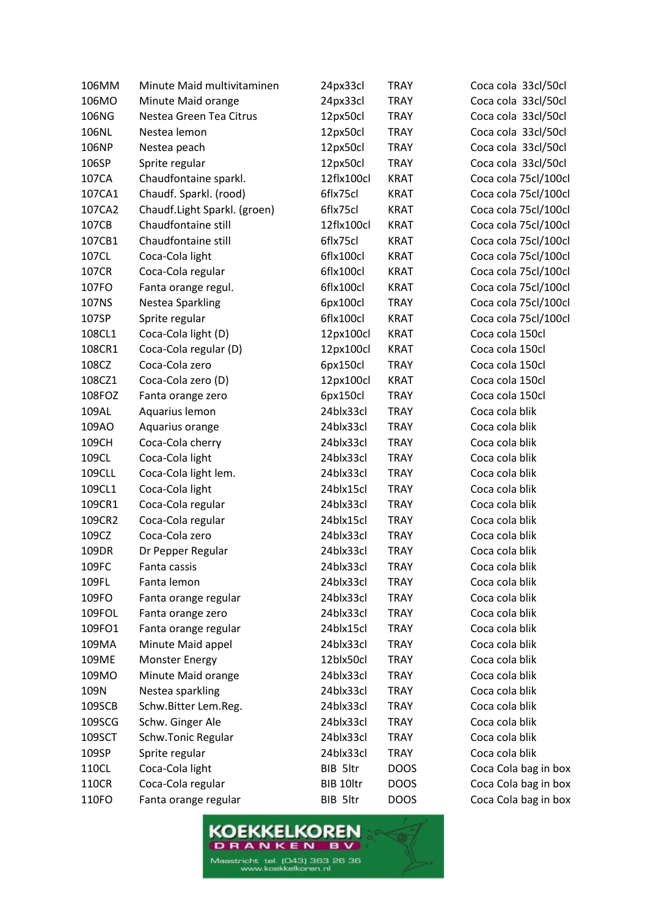| | | | | |
|---|---|---|---|---|
| 106MM | Minute Maid multivitaminen | 24px33cl | TRAY | Coca cola 33cl/50cl |
| 106MO | Minute Maid orange | 24px33cl | TRAY | Coca cola 33cl/50cl |
| 106NG | Nestea Green Tea Citrus | 12px50cl | TRAY | Coca cola 33cl/50cl |
| 106NL | Nestea lemon | 12px50cl | TRAY | Coca cola 33cl/50cl |
| 106NP | Nestea peach | 12px50cl | TRAY | Coca cola 33cl/50cl |
| 106SP | Sprite regular | 12px50cl | TRAY | Coca cola 33cl/50cl |
| 107CA | Chaudfontaine sparkl. | 12flx100cl | KRAT | Coca cola 75cl/100cl |
| 107CA1 | Chaudf. Sparkl. (rood) | 6flx75cl | KRAT | Coca cola 75cl/100cl |
| 107CA2 | Chaudf.Light Sparkl. (groen) | 6flx75cl | KRAT | Coca cola 75cl/100cl |
| 107CB | Chaudfontaine still | 12flx100cl | KRAT | Coca cola 75cl/100cl |
| 107CB1 | Chaudfontaine still | 6flx75cl | KRAT | Coca cola 75cl/100cl |
| 107CL | Coca-Cola light | 6flx100cl | KRAT | Coca cola 75cl/100cl |
| 107CR | Coca-Cola regular | 6flx100cl | KRAT | Coca cola 75cl/100cl |
| 107FO | Fanta orange regul. | 6flx100cl | KRAT | Coca cola 75cl/100cl |
| 107NS | Nestea Sparkling | 6px100cl | TRAY | Coca cola 75cl/100cl |
| 107SP | Sprite regular | 6flx100cl | KRAT | Coca cola 75cl/100cl |
| 108CL1 | Coca-Cola light (D) | 12px100cl | KRAT | Coca cola 150cl |
| 108CR1 | Coca-Cola regular (D) | 12px100cl | KRAT | Coca cola 150cl |
| 108CZ | Coca-Cola zero | 6px150cl | TRAY | Coca cola 150cl |
| 108CZ1 | Coca-Cola zero (D) | 12px100cl | KRAT | Coca cola 150cl |
| 108FOZ | Fanta orange zero | 6px150cl | TRAY | Coca cola 150cl |
| 109AL | Aquarius lemon | 24blx33cl | TRAY | Coca cola blik |
| 109AO | Aquarius orange | 24blx33cl | TRAY | Coca cola blik |
| 109CH | Coca-Cola cherry | 24blx33cl | TRAY | Coca cola blik |
| 109CL | Coca-Cola light | 24blx33cl | TRAY | Coca cola blik |
| 109CLL | Coca-Cola light lem. | 24blx33cl | TRAY | Coca cola blik |
| 109CL1 | Coca-Cola light | 24blx15cl | TRAY | Coca cola blik |
| 109CR1 | Coca-Cola regular | 24blx33cl | TRAY | Coca cola blik |
| 109CR2 | Coca-Cola regular | 24blx15cl | TRAY | Coca cola blik |
| 109CZ | Coca-Cola zero | 24blx33cl | TRAY | Coca cola blik |
| 109DR | Dr Pepper Regular | 24blx33cl | TRAY | Coca cola blik |
| 109FC | Fanta cassis | 24blx33cl | TRAY | Coca cola blik |
| 109FL | Fanta lemon | 24blx33cl | TRAY | Coca cola blik |
| 109FO | Fanta orange regular | 24blx33cl | TRAY | Coca cola blik |
| 109FOL | Fanta orange zero | 24blx33cl | TRAY | Coca cola blik |
| 109FO1 | Fanta orange regular | 24blx15cl | TRAY | Coca cola blik |
| 109MA | Minute Maid appel | 24blx33cl | TRAY | Coca cola blik |
| 109ME | Monster Energy | 12blx50cl | TRAY | Coca cola blik |
| 109MO | Minute Maid orange | 24blx33cl | TRAY | Coca cola blik |
| 109N | Nestea sparkling | 24blx33cl | TRAY | Coca cola blik |
| 109SCB | Schw.Bitter Lem.Reg. | 24blx33cl | TRAY | Coca cola blik |
| 109SCG | Schw. Ginger Ale | 24blx33cl | TRAY | Coca cola blik |
| 109SCT | Schw.Tonic Regular | 24blx33cl | TRAY | Coca cola blik |
| 109SP | Sprite regular | 24blx33cl | TRAY | Coca cola blik |
| 110CL | Coca-Cola light | BIB 5ltr | DOOS | Coca Cola bag in box |
| 110CR | Coca-Cola regular | BIB 10ltr | DOOS | Coca Cola bag in box |
| 110FO | Fanta orange regular | BIB 5ltr | DOOS | Coca Cola bag in box |

KOEKKELKOREN DRANKEN BV
Maastricht tel. (043) 363 26 36
www.koekkelkoren.nl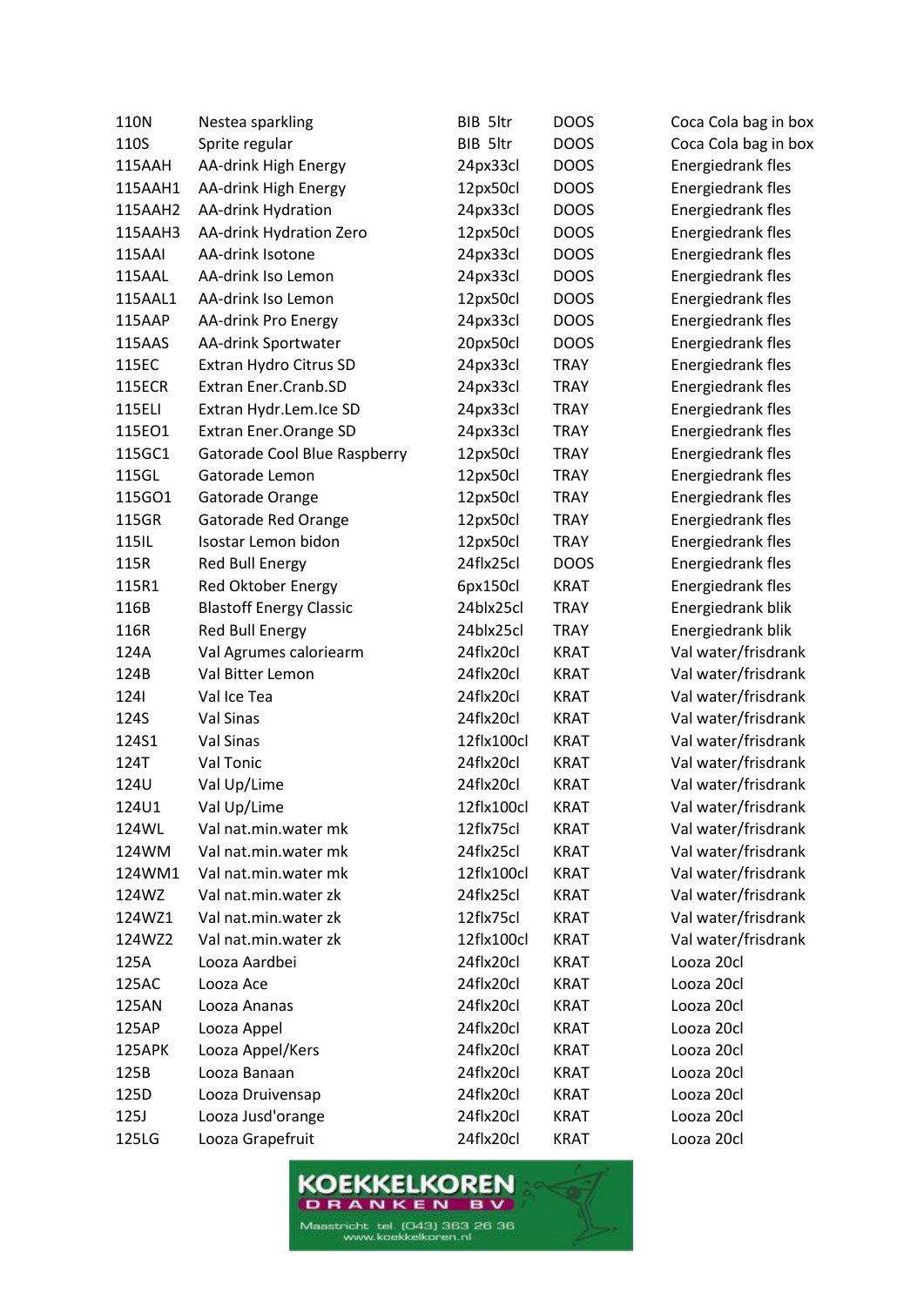| | | | | |
|---|---|---|---|---|
| 110N | Nestea sparkling | BIB 5ltr | DOOS | Coca Cola bag in box |
| 110S | Sprite regular | BIB 5ltr | DOOS | Coca Cola bag in box |
| 115AAH | AA-drink High Energy | 24px33cl | DOOS | Energiedrank fles |
| 115AAH1 | AA-drink High Energy | 12px50cl | DOOS | Energiedrank fles |
| 115AAH2 | AA-drink Hydration | 24px33cl | DOOS | Energiedrank fles |
| 115AAH3 | AA-drink Hydration Zero | 12px50cl | DOOS | Energiedrank fles |
| 115AAI | AA-drink Isotone | 24px33cl | DOOS | Energiedrank fles |
| 115AAL | AA-drink Iso Lemon | 24px33cl | DOOS | Energiedrank fles |
| 115AAL1 | AA-drink Iso Lemon | 12px50cl | DOOS | Energiedrank fles |
| 115AAP | AA-drink Pro Energy | 24px33cl | DOOS | Energiedrank fles |
| 115AAS | AA-drink Sportwater | 20px50cl | DOOS | Energiedrank fles |
| 115EC | Extran Hydro Citrus SD | 24px33cl | TRAY | Energiedrank fles |
| 115ECR | Extran Ener.Cranb.SD | 24px33cl | TRAY | Energiedrank fles |
| 115ELI | Extran Hydr.Lem.Ice SD | 24px33cl | TRAY | Energiedrank fles |
| 115EO1 | Extran Ener.Orange SD | 24px33cl | TRAY | Energiedrank fles |
| 115GC1 | Gatorade Cool Blue Raspberry | 12px50cl | TRAY | Energiedrank fles |
| 115GL | Gatorade Lemon | 12px50cl | TRAY | Energiedrank fles |
| 115GO1 | Gatorade Orange | 12px50cl | TRAY | Energiedrank fles |
| 115GR | Gatorade Red Orange | 12px50cl | TRAY | Energiedrank fles |
| 115IL | Isostar Lemon bidon | 12px50cl | TRAY | Energiedrank fles |
| 115R | Red Bull Energy | 24flx25cl | DOOS | Energiedrank fles |
| 115R1 | Red Oktober Energy | 6px150cl | KRAT | Energiedrank fles |
| 116B | Blastoff Energy Classic | 24blx25cl | TRAY | Energiedrank blik |
| 116R | Red Bull Energy | 24blx25cl | TRAY | Energiedrank blik |
| 124A | Val Agrumes caloriearm | 24flx20cl | KRAT | Val water/frisdrank |
| 124B | Val Bitter Lemon | 24flx20cl | KRAT | Val water/frisdrank |
| 124I | Val Ice Tea | 24flx20cl | KRAT | Val water/frisdrank |
| 124S | Val Sinas | 24flx20cl | KRAT | Val water/frisdrank |
| 124S1 | Val Sinas | 12flx100cl | KRAT | Val water/frisdrank |
| 124T | Val Tonic | 24flx20cl | KRAT | Val water/frisdrank |
| 124U | Val Up/Lime | 24flx20cl | KRAT | Val water/frisdrank |
| 124U1 | Val Up/Lime | 12flx100cl | KRAT | Val water/frisdrank |
| 124WL | Val nat.min.water mk | 12flx75cl | KRAT | Val water/frisdrank |
| 124WM | Val nat.min.water mk | 24flx25cl | KRAT | Val water/frisdrank |
| 124WM1 | Val nat.min.water mk | 12flx100cl | KRAT | Val water/frisdrank |
| 124WZ | Val nat.min.water zk | 24flx25cl | KRAT | Val water/frisdrank |
| 124WZ1 | Val nat.min.water zk | 12flx75cl | KRAT | Val water/frisdrank |
| 124WZ2 | Val nat.min.water zk | 12flx100cl | KRAT | Val water/frisdrank |
| 125A | Looza Aardbei | 24flx20cl | KRAT | Looza 20cl |
| 125AC | Looza Ace | 24flx20cl | KRAT | Looza 20cl |
| 125AN | Looza Ananas | 24flx20cl | KRAT | Looza 20cl |
| 125AP | Looza Appel | 24flx20cl | KRAT | Looza 20cl |
| 125APK | Looza Appel/Kers | 24flx20cl | KRAT | Looza 20cl |
| 125B | Looza Banaan | 24flx20cl | KRAT | Looza 20cl |
| 125D | Looza Druivensap | 24flx20cl | KRAT | Looza 20cl |
| 125J | Looza Jusd'orange | 24flx20cl | KRAT | Looza 20cl |
| 125LG | Looza Grapefruit | 24flx20cl | KRAT | Looza 20cl |

KOEKKELKOREN DRANKEN BV
Maastricht tel. (043) 363 26 36
www.koekkelkoren.nl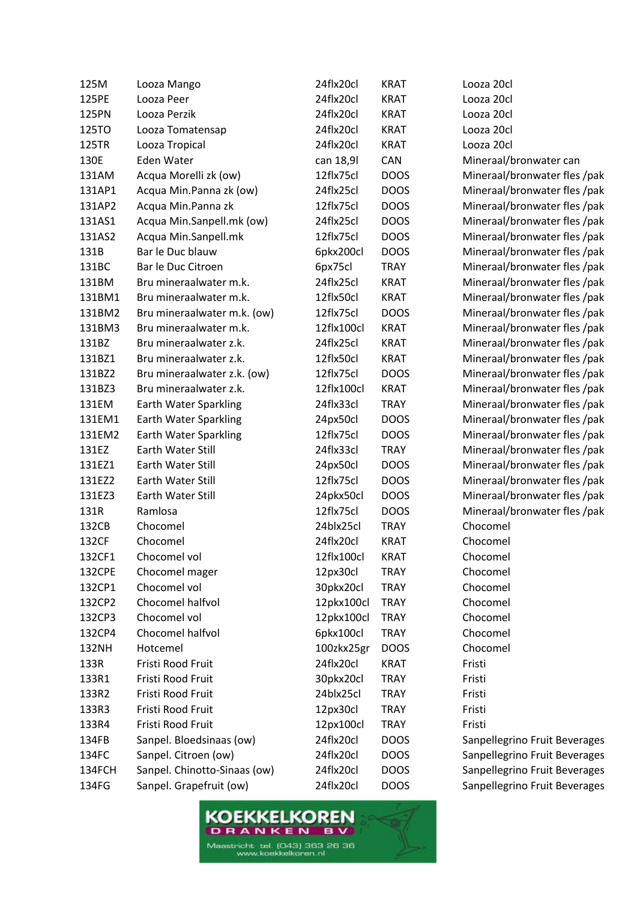| | | | | |
|---|---|---|---|---|
| 125M | Looza Mango | 24flx20cl | KRAT | Looza 20cl |
| 125PE | Looza Peer | 24flx20cl | KRAT | Looza 20cl |
| 125PN | Looza Perzik | 24flx20cl | KRAT | Looza 20cl |
| 125TO | Looza Tomatensap | 24flx20cl | KRAT | Looza 20cl |
| 125TR | Looza Tropical | 24flx20cl | KRAT | Looza 20cl |
| 130E | Eden Water | can 18,9l | CAN | Mineraal/bronwater can |
| 131AM | Acqua Morelli zk (ow) | 12flx75cl | DOOS | Mineraal/bronwater fles /pak |
| 131AP1 | Acqua Min.Panna zk (ow) | 24flx25cl | DOOS | Mineraal/bronwater fles /pak |
| 131AP2 | Acqua Min.Panna zk | 12flx75cl | DOOS | Mineraal/bronwater fles /pak |
| 131AS1 | Acqua Min.Sanpell.mk (ow) | 24flx25cl | DOOS | Mineraal/bronwater fles /pak |
| 131AS2 | Acqua Min.Sanpell.mk | 12flx75cl | DOOS | Mineraal/bronwater fles /pak |
| 131B | Bar le Duc blauw | 6pkx200cl | DOOS | Mineraal/bronwater fles /pak |
| 131BC | Bar le Duc Citroen | 6px75cl | TRAY | Mineraal/bronwater fles /pak |
| 131BM | Bru mineraalwater m.k. | 24flx25cl | KRAT | Mineraal/bronwater fles /pak |
| 131BM1 | Bru mineraalwater m.k. | 12flx50cl | KRAT | Mineraal/bronwater fles /pak |
| 131BM2 | Bru mineraalwater m.k. (ow) | 12flx75cl | DOOS | Mineraal/bronwater fles /pak |
| 131BM3 | Bru mineraalwater m.k. | 12flx100cl | KRAT | Mineraal/bronwater fles /pak |
| 131BZ | Bru mineraalwater z.k. | 24flx25cl | KRAT | Mineraal/bronwater fles /pak |
| 131BZ1 | Bru mineraalwater z.k. | 12flx50cl | KRAT | Mineraal/bronwater fles /pak |
| 131BZ2 | Bru mineraalwater z.k. (ow) | 12flx75cl | DOOS | Mineraal/bronwater fles /pak |
| 131BZ3 | Bru mineraalwater z.k. | 12flx100cl | KRAT | Mineraal/bronwater fles /pak |
| 131EM | Earth Water Sparkling | 24flx33cl | TRAY | Mineraal/bronwater fles /pak |
| 131EM1 | Earth Water Sparkling | 24px50cl | DOOS | Mineraal/bronwater fles /pak |
| 131EM2 | Earth Water Sparkling | 12flx75cl | DOOS | Mineraal/bronwater fles /pak |
| 131EZ | Earth Water Still | 24flx33cl | TRAY | Mineraal/bronwater fles /pak |
| 131EZ1 | Earth Water Still | 24px50cl | DOOS | Mineraal/bronwater fles /pak |
| 131EZ2 | Earth Water Still | 12flx75cl | DOOS | Mineraal/bronwater fles /pak |
| 131EZ3 | Earth Water Still | 24pkx50cl | DOOS | Mineraal/bronwater fles /pak |
| 131R | Ramlosa | 12flx75cl | DOOS | Mineraal/bronwater fles /pak |
| 132CB | Chocomel | 24blx25cl | TRAY | Chocomel |
| 132CF | Chocomel | 24flx20cl | KRAT | Chocomel |
| 132CF1 | Chocomel vol | 12flx100cl | KRAT | Chocomel |
| 132CPE | Chocomel mager | 12px30cl | TRAY | Chocomel |
| 132CP1 | Chocomel vol | 30pkx20cl | TRAY | Chocomel |
| 132CP2 | Chocomel halfvol | 12pkx100cl | TRAY | Chocomel |
| 132CP3 | Chocomel vol | 12pkx100cl | TRAY | Chocomel |
| 132CP4 | Chocomel halfvol | 6pkx100cl | TRAY | Chocomel |
| 132NH | Hotcemel | 100zkx25gr | DOOS | Chocomel |
| 133R | Fristi Rood Fruit | 24flx20cl | KRAT | Fristi |
| 133R1 | Fristi Rood Fruit | 30pkx20cl | TRAY | Fristi |
| 133R2 | Fristi Rood Fruit | 24blx25cl | TRAY | Fristi |
| 133R3 | Fristi Rood Fruit | 12px30cl | TRAY | Fristi |
| 133R4 | Fristi Rood Fruit | 12px100cl | TRAY | Fristi |
| 134FB | Sanpel. Bloedsinaas (ow) | 24flx20cl | DOOS | Sanpellegrino Fruit Beverages |
| 134FC | Sanpel. Citroen (ow) | 24flx20cl | DOOS | Sanpellegrino Fruit Beverages |
| 134FCH | Sanpel. Chinotto-Sinaas (ow) | 24flx20cl | DOOS | Sanpellegrino Fruit Beverages |
| 134FG | Sanpel. Grapefruit (ow) | 24flx20cl | DOOS | Sanpellegrino Fruit Beverages |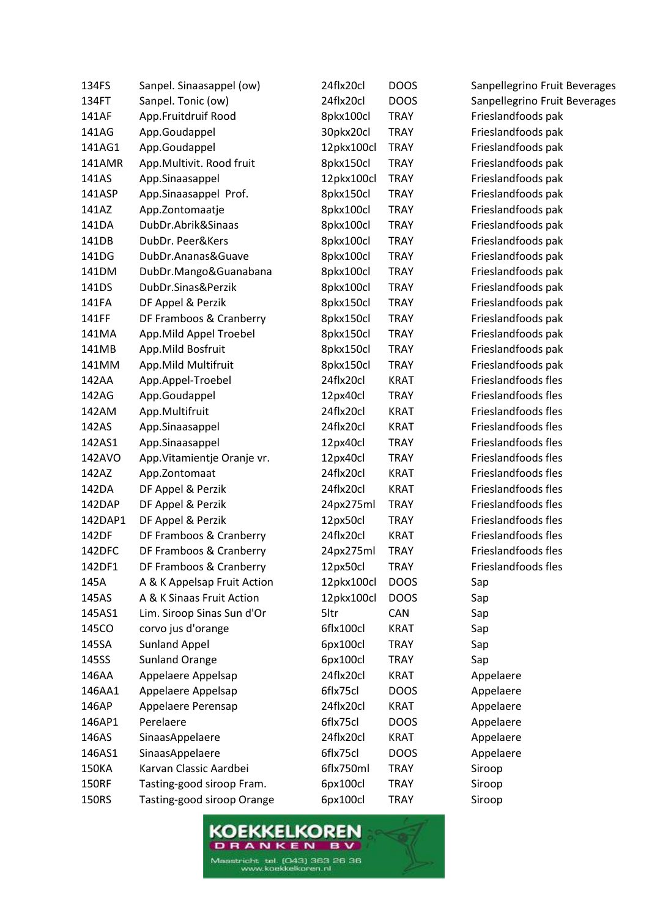| | | | | |
|---|---|---|---|---|
| 134FS | Sanpel. Sinaasappel (ow) | 24flx20cl | DOOS | Sanpellegrino Fruit Beverages |
| 134FT | Sanpel. Tonic (ow) | 24flx20cl | DOOS | Sanpellegrino Fruit Beverages |
| 141AF | App.Fruitdruif Rood | 8pkx100cl | TRAY | Frieslandfoods pak |
| 141AG | App.Goudappel | 30pkx20cl | TRAY | Frieslandfoods pak |
| 141AG1 | App.Goudappel | 12pkx100cl | TRAY | Frieslandfoods pak |
| 141AMR | App.Multivit. Rood fruit | 8pkx150cl | TRAY | Frieslandfoods pak |
| 141AS | App.Sinaasappel | 12pkx100cl | TRAY | Frieslandfoods pak |
| 141ASP | App.Sinaasappel Prof. | 8pkx150cl | TRAY | Frieslandfoods pak |
| 141AZ | App.Zontomaatje | 8pkx100cl | TRAY | Frieslandfoods pak |
| 141DA | DubDr.Abrik&Sinaas | 8pkx100cl | TRAY | Frieslandfoods pak |
| 141DB | DubDr. Peer&Kers | 8pkx100cl | TRAY | Frieslandfoods pak |
| 141DG | DubDr.Ananas&Guave | 8pkx100cl | TRAY | Frieslandfoods pak |
| 141DM | DubDr.Mango&Guanabana | 8pkx100cl | TRAY | Frieslandfoods pak |
| 141DS | DubDr.Sinas&Perzik | 8pkx100cl | TRAY | Frieslandfoods pak |
| 141FA | DF Appel & Perzik | 8pkx150cl | TRAY | Frieslandfoods pak |
| 141FF | DF Framboos & Cranberry | 8pkx150cl | TRAY | Frieslandfoods pak |
| 141MA | App.Mild Appel Troebel | 8pkx150cl | TRAY | Frieslandfoods pak |
| 141MB | App.Mild Bosfruit | 8pkx150cl | TRAY | Frieslandfoods pak |
| 141MM | App.Mild Multifruit | 8pkx150cl | TRAY | Frieslandfoods pak |
| 142AA | App.Appel-Troebel | 24flx20cl | KRAT | Frieslandfoods fles |
| 142AG | App.Goudappel | 12px40cl | TRAY | Frieslandfoods fles |
| 142AM | App.Multifruit | 24flx20cl | KRAT | Frieslandfoods fles |
| 142AS | App.Sinaasappel | 24flx20cl | KRAT | Frieslandfoods fles |
| 142AS1 | App.Sinaasappel | 12px40cl | TRAY | Frieslandfoods fles |
| 142AVO | App.Vitamientje Oranje vr. | 12px40cl | TRAY | Frieslandfoods fles |
| 142AZ | App.Zontomaat | 24flx20cl | KRAT | Frieslandfoods fles |
| 142DA | DF Appel & Perzik | 24flx20cl | KRAT | Frieslandfoods fles |
| 142DAP | DF Appel & Perzik | 24px275ml | TRAY | Frieslandfoods fles |
| 142DAP1 | DF Appel & Perzik | 12px50cl | TRAY | Frieslandfoods fles |
| 142DF | DF Framboos & Cranberry | 24flx20cl | KRAT | Frieslandfoods fles |
| 142DFC | DF Framboos & Cranberry | 24px275ml | TRAY | Frieslandfoods fles |
| 142DF1 | DF Framboos & Cranberry | 12px50cl | TRAY | Frieslandfoods fles |
| 145A | A & K Appelsap Fruit Action | 12pkx100cl | DOOS | Sap |
| 145AS | A & K Sinaas Fruit Action | 12pkx100cl | DOOS | Sap |
| 145AS1 | Lim. Siroop Sinas Sun d'Or | 5ltr | CAN | Sap |
| 145CO | corvo jus d'orange | 6flx100cl | KRAT | Sap |
| 145SA | Sunland Appel | 6px100cl | TRAY | Sap |
| 145SS | Sunland Orange | 6px100cl | TRAY | Sap |
| 146AA | Appelaere Appelsap | 24flx20cl | KRAT | Appelaere |
| 146AA1 | Appelaere Appelsap | 6flx75cl | DOOS | Appelaere |
| 146AP | Appelaere Perensap | 24flx20cl | KRAT | Appelaere |
| 146AP1 | Perelaere | 6flx75cl | DOOS | Appelaere |
| 146AS | SinaasAppelaere | 24flx20cl | KRAT | Appelaere |
| 146AS1 | SinaasAppelaere | 6flx75cl | DOOS | Appelaere |
| 150KA | Karvan Classic Aardbei | 6flx750ml | TRAY | Siroop |
| 150RF | Tasting-good siroop Fram. | 6px100cl | TRAY | Siroop |
| 150RS | Tasting-good siroop Orange | 6px100cl | TRAY | Siroop |

KOEKKELKOREN DRANKEN BV
Maastricht tel. (043) 363 26 36
www.koekkelkoren.nl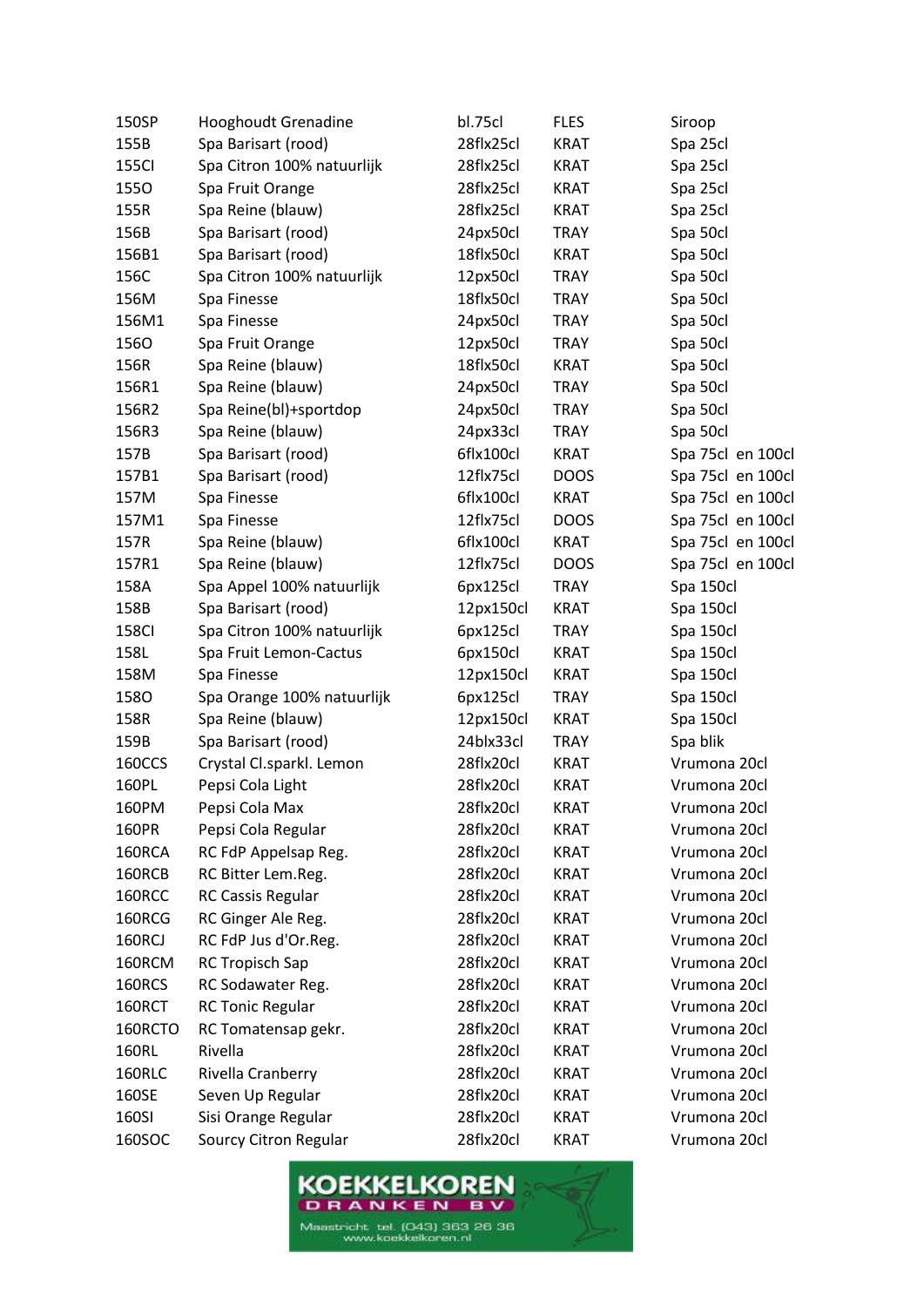| | | | | |
|---|---|---|---|---|
| 150SP | Hooghoudt Grenadine | bl.75cl | FLES | Siroop |
| 155B | Spa Barisart (rood) | 28flx25cl | KRAT | Spa 25cl |
| 155CI | Spa Citron 100% natuurlijk | 28flx25cl | KRAT | Spa 25cl |
| 155O | Spa Fruit Orange | 28flx25cl | KRAT | Spa 25cl |
| 155R | Spa Reine (blauw) | 28flx25cl | KRAT | Spa 25cl |
| 156B | Spa Barisart (rood) | 24px50cl | TRAY | Spa 50cl |
| 156B1 | Spa Barisart (rood) | 18flx50cl | KRAT | Spa 50cl |
| 156C | Spa Citron 100% natuurlijk | 12px50cl | TRAY | Spa 50cl |
| 156M | Spa Finesse | 18flx50cl | TRAY | Spa 50cl |
| 156M1 | Spa Finesse | 24px50cl | TRAY | Spa 50cl |
| 156O | Spa Fruit Orange | 12px50cl | TRAY | Spa 50cl |
| 156R | Spa Reine (blauw) | 18flx50cl | KRAT | Spa 50cl |
| 156R1 | Spa Reine (blauw) | 24px50cl | TRAY | Spa 50cl |
| 156R2 | Spa Reine(bl)+sportdop | 24px50cl | TRAY | Spa 50cl |
| 156R3 | Spa Reine (blauw) | 24px33cl | TRAY | Spa 50cl |
| 157B | Spa Barisart (rood) | 6flx100cl | KRAT | Spa 75cl en 100cl |
| 157B1 | Spa Barisart (rood) | 12flx75cl | DOOS | Spa 75cl en 100cl |
| 157M | Spa Finesse | 6flx100cl | KRAT | Spa 75cl en 100cl |
| 157M1 | Spa Finesse | 12flx75cl | DOOS | Spa 75cl en 100cl |
| 157R | Spa Reine (blauw) | 6flx100cl | KRAT | Spa 75cl en 100cl |
| 157R1 | Spa Reine (blauw) | 12flx75cl | DOOS | Spa 75cl en 100cl |
| 158A | Spa Appel 100% natuurlijk | 6px125cl | TRAY | Spa 150cl |
| 158B | Spa Barisart (rood) | 12px150cl | KRAT | Spa 150cl |
| 158CI | Spa Citron 100% natuurlijk | 6px125cl | TRAY | Spa 150cl |
| 158L | Spa Fruit Lemon-Cactus | 6px150cl | KRAT | Spa 150cl |
| 158M | Spa Finesse | 12px150cl | KRAT | Spa 150cl |
| 158O | Spa Orange 100% natuurlijk | 6px125cl | TRAY | Spa 150cl |
| 158R | Spa Reine (blauw) | 12px150cl | KRAT | Spa 150cl |
| 159B | Spa Barisart (rood) | 24blx33cl | TRAY | Spa blik |
| 160CCS | Crystal Cl.sparkl. Lemon | 28flx20cl | KRAT | Vrumona 20cl |
| 160PL | Pepsi Cola Light | 28flx20cl | KRAT | Vrumona 20cl |
| 160PM | Pepsi Cola Max | 28flx20cl | KRAT | Vrumona 20cl |
| 160PR | Pepsi Cola Regular | 28flx20cl | KRAT | Vrumona 20cl |
| 160RCA | RC FdP Appelsap Reg. | 28flx20cl | KRAT | Vrumona 20cl |
| 160RCB | RC Bitter Lem.Reg. | 28flx20cl | KRAT | Vrumona 20cl |
| 160RCC | RC Cassis Regular | 28flx20cl | KRAT | Vrumona 20cl |
| 160RCG | RC Ginger Ale Reg. | 28flx20cl | KRAT | Vrumona 20cl |
| 160RCJ | RC FdP Jus d'Or.Reg. | 28flx20cl | KRAT | Vrumona 20cl |
| 160RCM | RC Tropisch Sap | 28flx20cl | KRAT | Vrumona 20cl |
| 160RCS | RC Sodawater Reg. | 28flx20cl | KRAT | Vrumona 20cl |
| 160RCT | RC Tonic Regular | 28flx20cl | KRAT | Vrumona 20cl |
| 160RCTO | RC Tomatensap gekr. | 28flx20cl | KRAT | Vrumona 20cl |
| 160RL | Rivella | 28flx20cl | KRAT | Vrumona 20cl |
| 160RLC | Rivella Cranberry | 28flx20cl | KRAT | Vrumona 20cl |
| 160SE | Seven Up Regular | 28flx20cl | KRAT | Vrumona 20cl |
| 160SI | Sisi Orange Regular | 28flx20cl | KRAT | Vrumona 20cl |
| 160SOC | Sourcy Citron Regular | 28flx20cl | KRAT | Vrumona 20cl |

KOEKKELKOREN DRANKEN BV
Maastricht tel. (043) 363 26 36
www.koekkelkoren.nl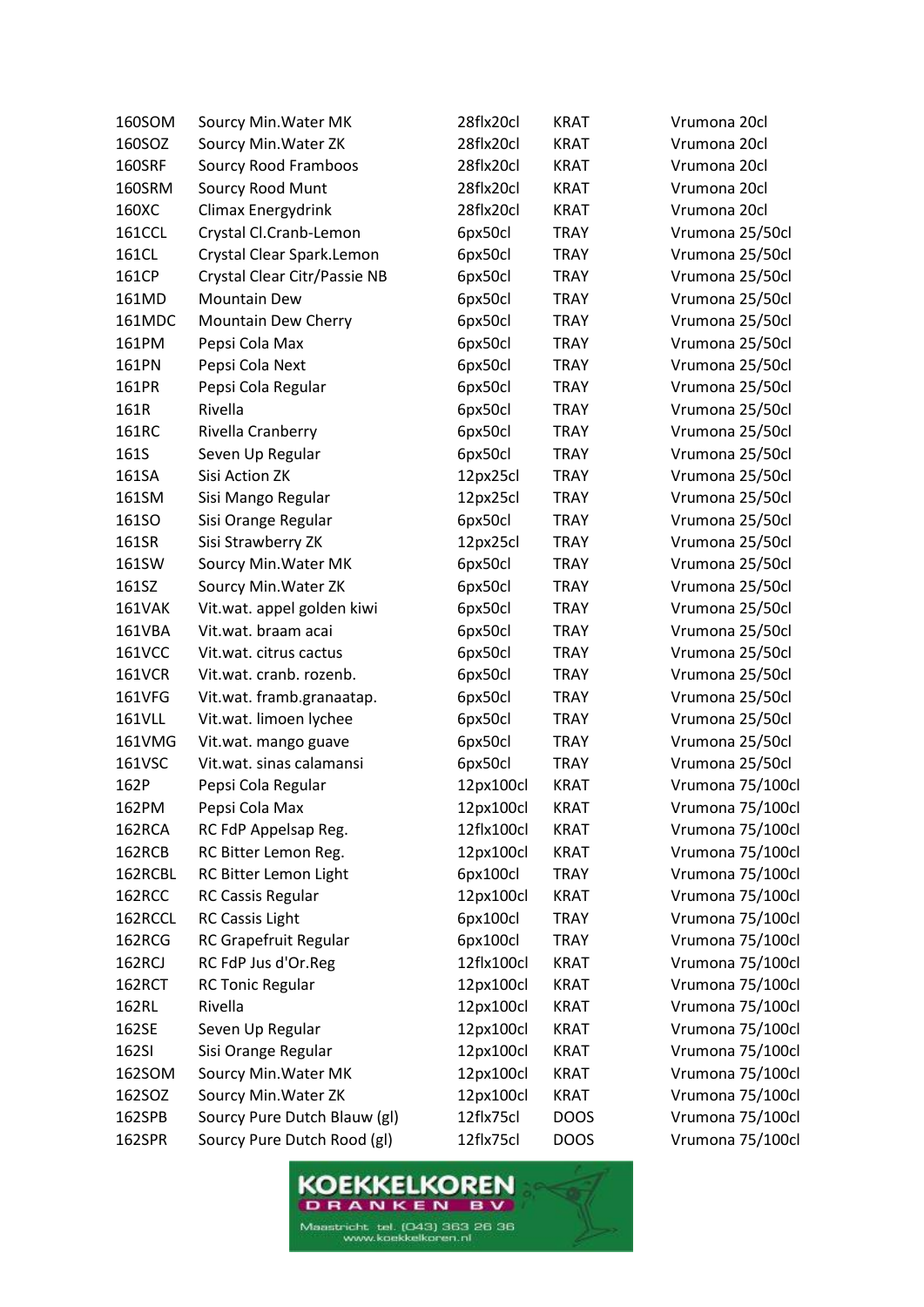| | | | | |
|---|---|---|---|---|
| 160SOM | Sourcy Min.Water MK | 28flx20cl | KRAT | Vrumona 20cl |
| 160SOZ | Sourcy Min.Water ZK | 28flx20cl | KRAT | Vrumona 20cl |
| 160SRF | Sourcy Rood Framboos | 28flx20cl | KRAT | Vrumona 20cl |
| 160SRM | Sourcy Rood Munt | 28flx20cl | KRAT | Vrumona 20cl |
| 160XC | Climax Energydrink | 28flx20cl | KRAT | Vrumona 20cl |
| 161CCL | Crystal Cl.Cranb-Lemon | 6px50cl | TRAY | Vrumona 25/50cl |
| 161CL | Crystal Clear Spark.Lemon | 6px50cl | TRAY | Vrumona 25/50cl |
| 161CP | Crystal Clear Citr/Passie NB | 6px50cl | TRAY | Vrumona 25/50cl |
| 161MD | Mountain Dew | 6px50cl | TRAY | Vrumona 25/50cl |
| 161MDC | Mountain Dew Cherry | 6px50cl | TRAY | Vrumona 25/50cl |
| 161PM | Pepsi Cola Max | 6px50cl | TRAY | Vrumona 25/50cl |
| 161PN | Pepsi Cola Next | 6px50cl | TRAY | Vrumona 25/50cl |
| 161PR | Pepsi Cola Regular | 6px50cl | TRAY | Vrumona 25/50cl |
| 161R | Rivella | 6px50cl | TRAY | Vrumona 25/50cl |
| 161RC | Rivella Cranberry | 6px50cl | TRAY | Vrumona 25/50cl |
| 161S | Seven Up Regular | 6px50cl | TRAY | Vrumona 25/50cl |
| 161SA | Sisi Action ZK | 12px25cl | TRAY | Vrumona 25/50cl |
| 161SM | Sisi Mango Regular | 12px25cl | TRAY | Vrumona 25/50cl |
| 161SO | Sisi Orange Regular | 6px50cl | TRAY | Vrumona 25/50cl |
| 161SR | Sisi Strawberry ZK | 12px25cl | TRAY | Vrumona 25/50cl |
| 161SW | Sourcy Min.Water MK | 6px50cl | TRAY | Vrumona 25/50cl |
| 161SZ | Sourcy Min.Water ZK | 6px50cl | TRAY | Vrumona 25/50cl |
| 161VAK | Vit.wat. appel golden kiwi | 6px50cl | TRAY | Vrumona 25/50cl |
| 161VBA | Vit.wat. braam acai | 6px50cl | TRAY | Vrumona 25/50cl |
| 161VCC | Vit.wat. citrus cactus | 6px50cl | TRAY | Vrumona 25/50cl |
| 161VCR | Vit.wat. cranb. rozenb. | 6px50cl | TRAY | Vrumona 25/50cl |
| 161VFG | Vit.wat. framb.granaatap. | 6px50cl | TRAY | Vrumona 25/50cl |
| 161VLL | Vit.wat. limoen lychee | 6px50cl | TRAY | Vrumona 25/50cl |
| 161VMG | Vit.wat. mango guave | 6px50cl | TRAY | Vrumona 25/50cl |
| 161VSC | Vit.wat. sinas calamansi | 6px50cl | TRAY | Vrumona 25/50cl |
| 162P | Pepsi Cola Regular | 12px100cl | KRAT | Vrumona 75/100cl |
| 162PM | Pepsi Cola Max | 12px100cl | KRAT | Vrumona 75/100cl |
| 162RCA | RC FdP Appelsap Reg. | 12flx100cl | KRAT | Vrumona 75/100cl |
| 162RCB | RC Bitter Lemon Reg. | 12px100cl | KRAT | Vrumona 75/100cl |
| 162RCBL | RC Bitter Lemon Light | 6px100cl | TRAY | Vrumona 75/100cl |
| 162RCC | RC Cassis Regular | 12px100cl | KRAT | Vrumona 75/100cl |
| 162RCCL | RC Cassis Light | 6px100cl | TRAY | Vrumona 75/100cl |
| 162RCG | RC Grapefruit Regular | 6px100cl | TRAY | Vrumona 75/100cl |
| 162RCJ | RC FdP Jus d'Or.Reg | 12flx100cl | KRAT | Vrumona 75/100cl |
| 162RCT | RC Tonic Regular | 12px100cl | KRAT | Vrumona 75/100cl |
| 162RL | Rivella | 12px100cl | KRAT | Vrumona 75/100cl |
| 162SE | Seven Up Regular | 12px100cl | KRAT | Vrumona 75/100cl |
| 162SI | Sisi Orange Regular | 12px100cl | KRAT | Vrumona 75/100cl |
| 162SOM | Sourcy Min.Water MK | 12px100cl | KRAT | Vrumona 75/100cl |
| 162SOZ | Sourcy Min.Water ZK | 12px100cl | KRAT | Vrumona 75/100cl |
| 162SPB | Sourcy Pure Dutch Blauw (gl) | 12flx75cl | DOOS | Vrumona 75/100cl |
| 162SPR | Sourcy Pure Dutch Rood (gl) | 12flx75cl | DOOS | Vrumona 75/100cl |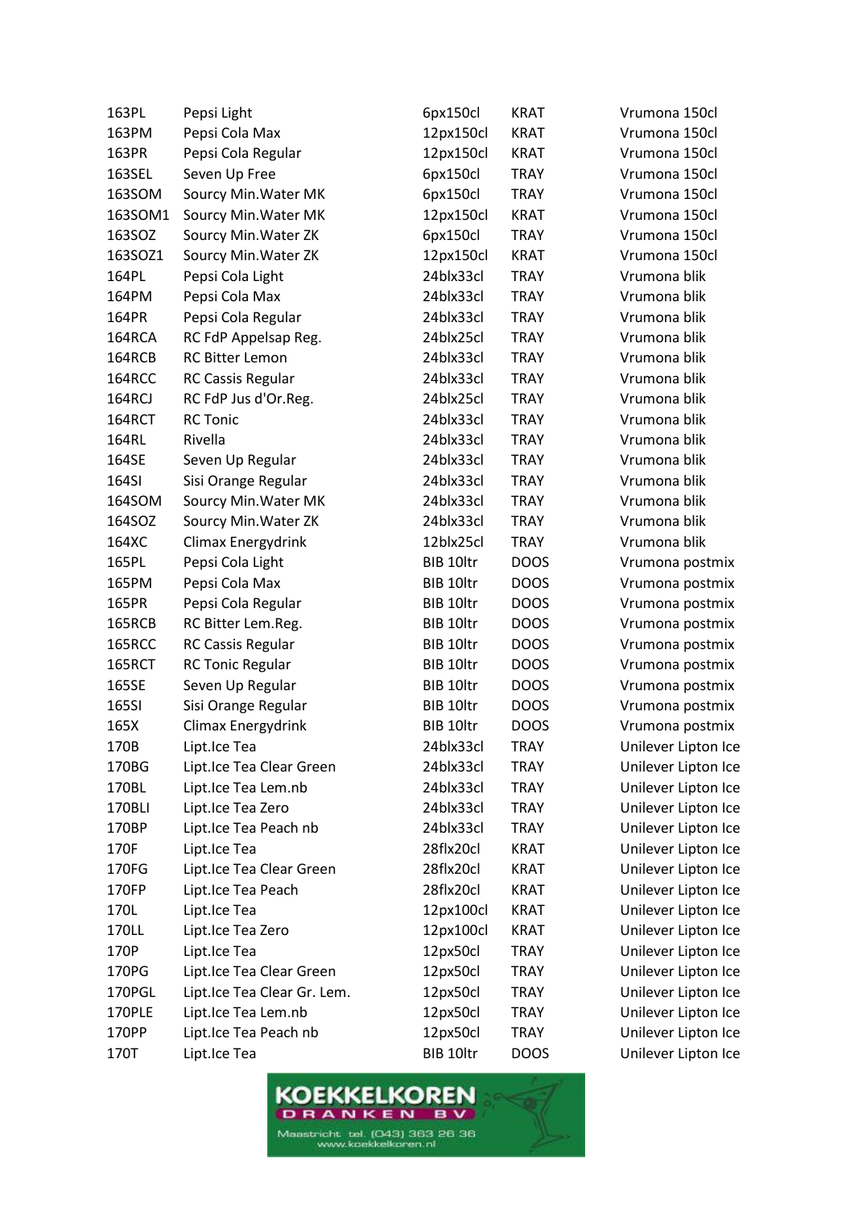| | | | | |
|---|---|---|---|---|
| 163PL | Pepsi Light | 6px150cl | KRAT | Vrumona 150cl |
| 163PM | Pepsi Cola Max | 12px150cl | KRAT | Vrumona 150cl |
| 163PR | Pepsi Cola Regular | 12px150cl | KRAT | Vrumona 150cl |
| 163SEL | Seven Up Free | 6px150cl | TRAY | Vrumona 150cl |
| 163SOM | Sourcy Min.Water MK | 6px150cl | TRAY | Vrumona 150cl |
| 163SOM1 | Sourcy Min.Water MK | 12px150cl | KRAT | Vrumona 150cl |
| 163SOZ | Sourcy Min.Water ZK | 6px150cl | TRAY | Vrumona 150cl |
| 163SOZ1 | Sourcy Min.Water ZK | 12px150cl | KRAT | Vrumona 150cl |
| 164PL | Pepsi Cola Light | 24blx33cl | TRAY | Vrumona blik |
| 164PM | Pepsi Cola Max | 24blx33cl | TRAY | Vrumona blik |
| 164PR | Pepsi Cola Regular | 24blx33cl | TRAY | Vrumona blik |
| 164RCA | RC FdP Appelsap Reg. | 24blx25cl | TRAY | Vrumona blik |
| 164RCB | RC Bitter Lemon | 24blx33cl | TRAY | Vrumona blik |
| 164RCC | RC Cassis Regular | 24blx33cl | TRAY | Vrumona blik |
| 164RCJ | RC FdP Jus d'Or.Reg. | 24blx25cl | TRAY | Vrumona blik |
| 164RCT | RC Tonic | 24blx33cl | TRAY | Vrumona blik |
| 164RL | Rivella | 24blx33cl | TRAY | Vrumona blik |
| 164SE | Seven Up Regular | 24blx33cl | TRAY | Vrumona blik |
| 164SI | Sisi Orange Regular | 24blx33cl | TRAY | Vrumona blik |
| 164SOM | Sourcy Min.Water MK | 24blx33cl | TRAY | Vrumona blik |
| 164SOZ | Sourcy Min.Water ZK | 24blx33cl | TRAY | Vrumona blik |
| 164XC | Climax Energydrink | 12blx25cl | TRAY | Vrumona blik |
| 165PL | Pepsi Cola Light | BIB 10ltr | DOOS | Vrumona postmix |
| 165PM | Pepsi Cola Max | BIB 10ltr | DOOS | Vrumona postmix |
| 165PR | Pepsi Cola Regular | BIB 10ltr | DOOS | Vrumona postmix |
| 165RCB | RC Bitter Lem.Reg. | BIB 10ltr | DOOS | Vrumona postmix |
| 165RCC | RC Cassis Regular | BIB 10ltr | DOOS | Vrumona postmix |
| 165RCT | RC Tonic Regular | BIB 10ltr | DOOS | Vrumona postmix |
| 165SE | Seven Up Regular | BIB 10ltr | DOOS | Vrumona postmix |
| 165SI | Sisi Orange Regular | BIB 10ltr | DOOS | Vrumona postmix |
| 165X | Climax Energydrink | BIB 10ltr | DOOS | Vrumona postmix |
| 170B | Lipt.Ice Tea | 24blx33cl | TRAY | Unilever Lipton Ice |
| 170BG | Lipt.Ice Tea Clear Green | 24blx33cl | TRAY | Unilever Lipton Ice |
| 170BL | Lipt.Ice Tea Lem.nb | 24blx33cl | TRAY | Unilever Lipton Ice |
| 170BLI | Lipt.Ice Tea Zero | 24blx33cl | TRAY | Unilever Lipton Ice |
| 170BP | Lipt.Ice Tea Peach nb | 24blx33cl | TRAY | Unilever Lipton Ice |
| 170F | Lipt.Ice Tea | 28flx20cl | KRAT | Unilever Lipton Ice |
| 170FG | Lipt.Ice Tea Clear Green | 28flx20cl | KRAT | Unilever Lipton Ice |
| 170FP | Lipt.Ice Tea Peach | 28flx20cl | KRAT | Unilever Lipton Ice |
| 170L | Lipt.Ice Tea | 12px100cl | KRAT | Unilever Lipton Ice |
| 170LL | Lipt.Ice Tea Zero | 12px100cl | KRAT | Unilever Lipton Ice |
| 170P | Lipt.Ice Tea | 12px50cl | TRAY | Unilever Lipton Ice |
| 170PG | Lipt.Ice Tea Clear Green | 12px50cl | TRAY | Unilever Lipton Ice |
| 170PGL | Lipt.Ice Tea Clear Gr. Lem. | 12px50cl | TRAY | Unilever Lipton Ice |
| 170PLE | Lipt.Ice Tea Lem.nb | 12px50cl | TRAY | Unilever Lipton Ice |
| 170PP | Lipt.Ice Tea Peach nb | 12px50cl | TRAY | Unilever Lipton Ice |
| 170T | Lipt.Ice Tea | BIB 10ltr | DOOS | Unilever Lipton Ice |

KOEKKELKOREN DRANKEN BV

Maastricht tel. (043) 363 26 36
www.koekkelkoren.nl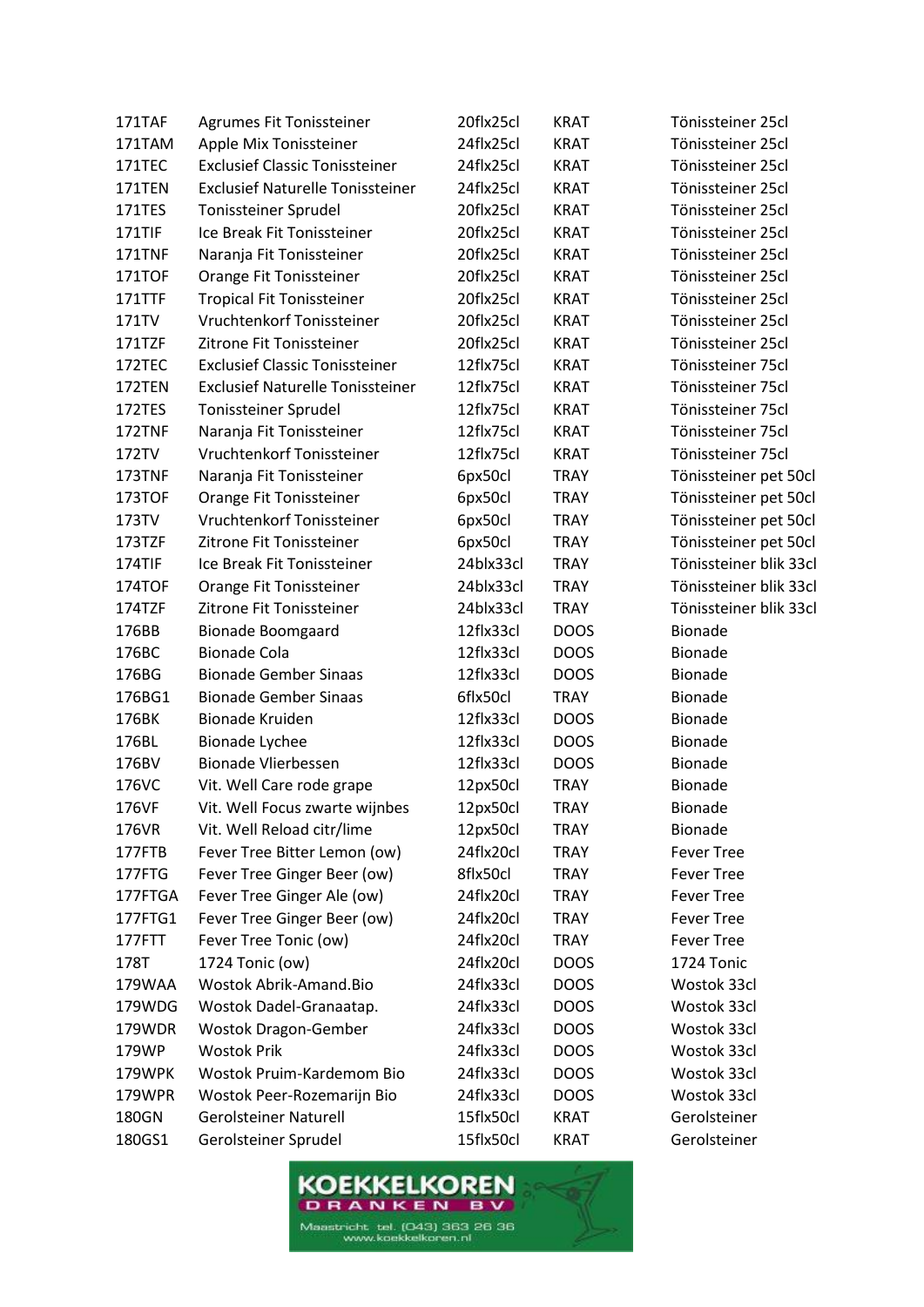| | | | | |
|---|---|---|---|---|
| 171TAF | Agrumes Fit Tonissteiner | 20flx25cl | KRAT | Tönissteiner 25cl |
| 171TAM | Apple Mix Tonissteiner | 24flx25cl | KRAT | Tönissteiner 25cl |
| 171TEC | Exclusief Classic Tonissteiner | 24flx25cl | KRAT | Tönissteiner 25cl |
| 171TEN | Exclusief Naturelle Tonissteiner | 24flx25cl | KRAT | Tönissteiner 25cl |
| 171TES | Tonissteiner Sprudel | 20flx25cl | KRAT | Tönissteiner 25cl |
| 171TIF | Ice Break Fit Tonissteiner | 20flx25cl | KRAT | Tönissteiner 25cl |
| 171TNF | Naranja Fit Tonissteiner | 20flx25cl | KRAT | Tönissteiner 25cl |
| 171TOF | Orange Fit Tonissteiner | 20flx25cl | KRAT | Tönissteiner 25cl |
| 171TTF | Tropical Fit Tonissteiner | 20flx25cl | KRAT | Tönissteiner 25cl |
| 171TV | Vruchtenkorf Tonissteiner | 20flx25cl | KRAT | Tönissteiner 25cl |
| 171TZF | Zitrone Fit Tonissteiner | 20flx25cl | KRAT | Tönissteiner 25cl |
| 172TEC | Exclusief Classic Tonissteiner | 12flx75cl | KRAT | Tönissteiner 75cl |
| 172TEN | Exclusief Naturelle Tonissteiner | 12flx75cl | KRAT | Tönissteiner 75cl |
| 172TES | Tonissteiner Sprudel | 12flx75cl | KRAT | Tönissteiner 75cl |
| 172TNF | Naranja Fit Tonissteiner | 12flx75cl | KRAT | Tönissteiner 75cl |
| 172TV | Vruchtenkorf Tonissteiner | 12flx75cl | KRAT | Tönissteiner 75cl |
| 173TNF | Naranja Fit Tonissteiner | 6px50cl | TRAY | Tönissteiner pet 50cl |
| 173TOF | Orange Fit Tonissteiner | 6px50cl | TRAY | Tönissteiner pet 50cl |
| 173TV | Vruchtenkorf Tonissteiner | 6px50cl | TRAY | Tönissteiner pet 50cl |
| 173TZF | Zitrone Fit Tonissteiner | 6px50cl | TRAY | Tönissteiner pet 50cl |
| 174TIF | Ice Break Fit Tonissteiner | 24blx33cl | TRAY | Tönissteiner blik 33cl |
| 174TOF | Orange Fit Tonissteiner | 24blx33cl | TRAY | Tönissteiner blik 33cl |
| 174TZF | Zitrone Fit Tonissteiner | 24blx33cl | TRAY | Tönissteiner blik 33cl |
| 176BB | Bionade Boomgaard | 12flx33cl | DOOS | Bionade |
| 176BC | Bionade Cola | 12flx33cl | DOOS | Bionade |
| 176BG | Bionade Gember Sinaas | 12flx33cl | DOOS | Bionade |
| 176BG1 | Bionade Gember Sinaas | 6flx50cl | TRAY | Bionade |
| 176BK | Bionade Kruiden | 12flx33cl | DOOS | Bionade |
| 176BL | Bionade Lychee | 12flx33cl | DOOS | Bionade |
| 176BV | Bionade Vlierbessen | 12flx33cl | DOOS | Bionade |
| 176VC | Vit. Well Care rode grape | 12px50cl | TRAY | Bionade |
| 176VF | Vit. Well Focus zwarte wijnbes | 12px50cl | TRAY | Bionade |
| 176VR | Vit. Well Reload citr/lime | 12px50cl | TRAY | Bionade |
| 177FTB | Fever Tree Bitter Lemon (ow) | 24flx20cl | TRAY | Fever Tree |
| 177FTG | Fever Tree Ginger Beer (ow) | 8flx50cl | TRAY | Fever Tree |
| 177FTGA | Fever Tree Ginger Ale (ow) | 24flx20cl | TRAY | Fever Tree |
| 177FTG1 | Fever Tree Ginger Beer (ow) | 24flx20cl | TRAY | Fever Tree |
| 177FTT | Fever Tree Tonic (ow) | 24flx20cl | TRAY | Fever Tree |
| 178T | 1724 Tonic (ow) | 24flx20cl | DOOS | 1724 Tonic |
| 179WAA | Wostok Abrik-Amand.Bio | 24flx33cl | DOOS | Wostok 33cl |
| 179WDG | Wostok Dadel-Granaatap. | 24flx33cl | DOOS | Wostok 33cl |
| 179WDR | Wostok Dragon-Gember | 24flx33cl | DOOS | Wostok 33cl |
| 179WP | Wostok Prik | 24flx33cl | DOOS | Wostok 33cl |
| 179WPK | Wostok Pruim-Kardemom Bio | 24flx33cl | DOOS | Wostok 33cl |
| 179WPR | Wostok Peer-Rozemarijn Bio | 24flx33cl | DOOS | Wostok 33cl |
| 180GN | Gerolsteiner Naturell | 15flx50cl | KRAT | Gerolsteiner |
| 180GS1 | Gerolsteiner Sprudel | 15flx50cl | KRAT | Gerolsteiner |

KOEKKELKOREN DRANKEN BV
Maastricht tel. (043) 363 26 36
www.koekkelkoren.nl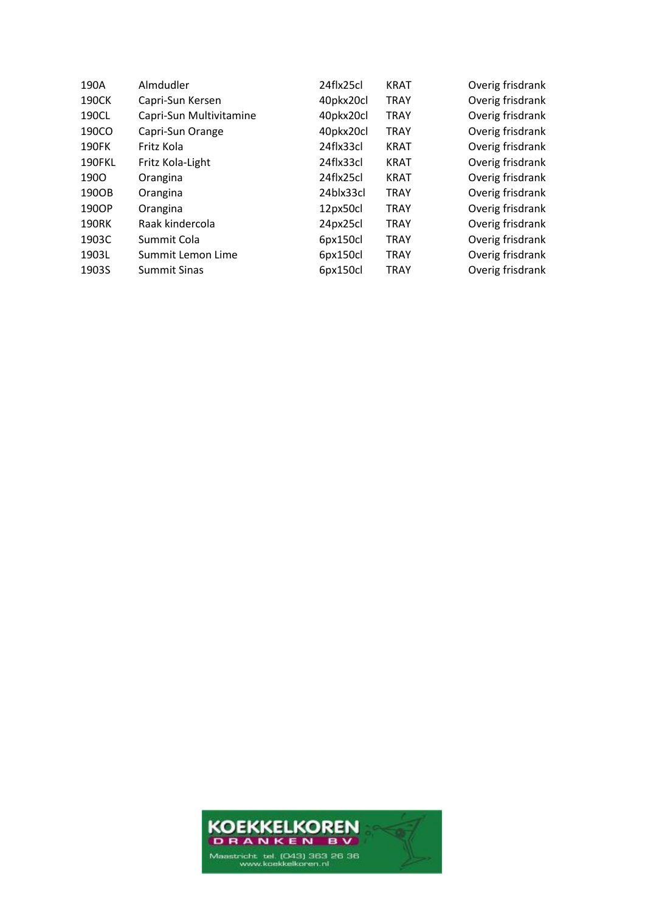| | | | | |
|---|---|---|---|---|
| 190A | Almdudler | 24flx25cl | KRAT | Overig frisdrank |
| 190CK | Capri-Sun Kersen | 40pkx20cl | TRAY | Overig frisdrank |
| 190CL | Capri-Sun Multivitamine | 40pkx20cl | TRAY | Overig frisdrank |
| 190CO | Capri-Sun Orange | 40pkx20cl | TRAY | Overig frisdrank |
| 190FK | Fritz Kola | 24flx33cl | KRAT | Overig frisdrank |
| 190FKL | Fritz Kola-Light | 24flx33cl | KRAT | Overig frisdrank |
| 190O | Orangina | 24flx25cl | KRAT | Overig frisdrank |
| 190OB | Orangina | 24blx33cl | TRAY | Overig frisdrank |
| 190OP | Orangina | 12px50cl | TRAY | Overig frisdrank |
| 190RK | Raak kindercola | 24px25cl | TRAY | Overig frisdrank |
| 1903C | Summit Cola | 6px150cl | TRAY | Overig frisdrank |
| 1903L | Summit Lemon Lime | 6px150cl | TRAY | Overig frisdrank |
| 1903S | Summit Sinas | 6px150cl | TRAY | Overig frisdrank |

KOEKKELKOREN
DRANKEN BV
Maastricht tel. (043) 363 26 36
www.koekkelkoren.nl